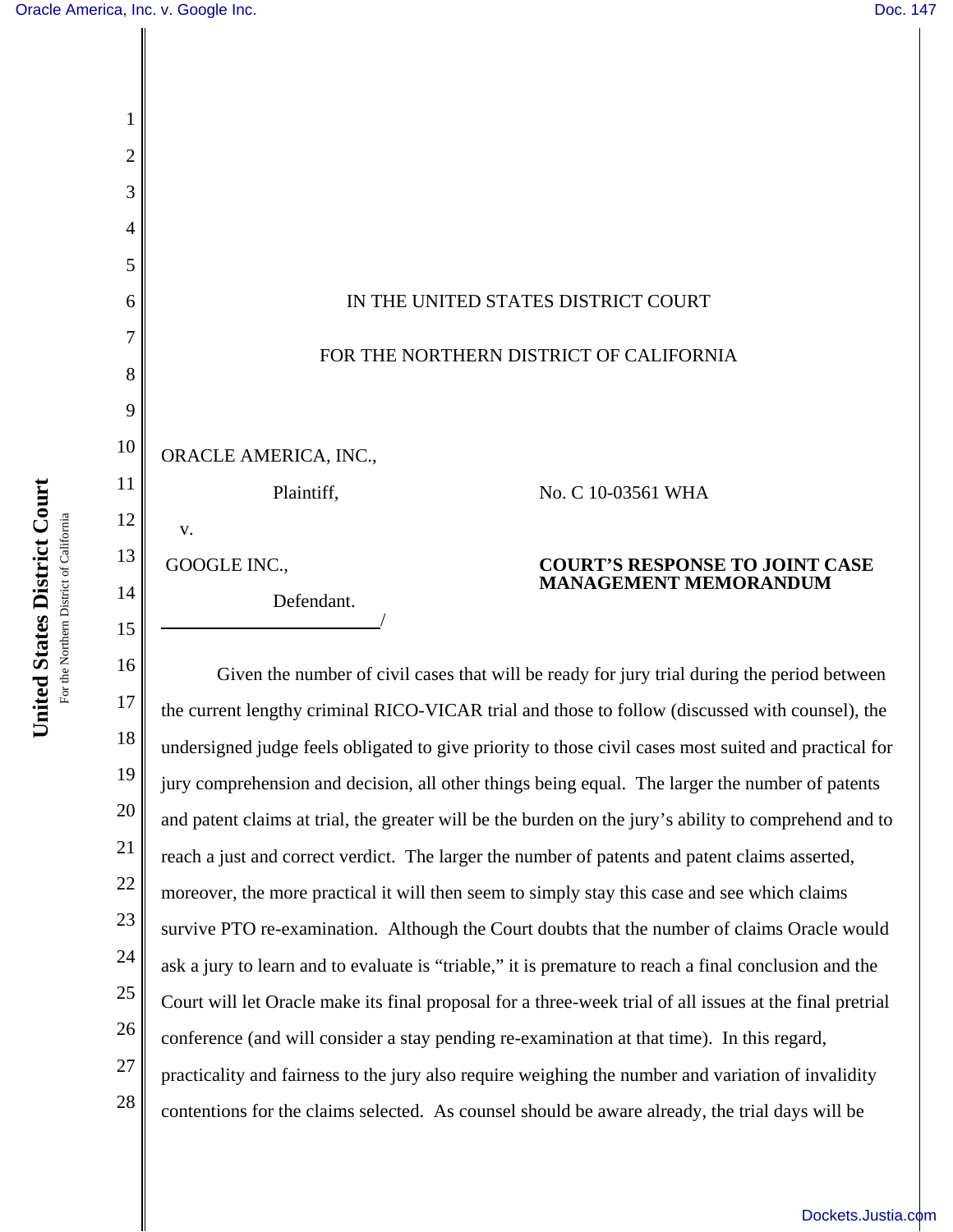IN THE UNITED STATES DISTRICT COURT

FOR THE NORTHERN DISTRICT OF CALIFORNIA

ORACLE AMERICA, INC.,

Plaintiff,

v.

GOOGLE INC.,

Defendant.

/

No. C 10-03561 WHA

**COURT'S RESPONSE TO JOINT CASE MANAGEMENT MEMORANDUM**

Given the number of civil cases that will be ready for jury trial during the period between the current lengthy criminal RICO-VICAR trial and those to follow (discussed with counsel), the undersigned judge feels obligated to give priority to those civil cases most suited and practical for jury comprehension and decision, all other things being equal. The larger the number of patents and patent claims at trial, the greater will be the burden on the jury's ability to comprehend and to reach a just and correct verdict. The larger the number of patents and patent claims asserted, moreover, the more practical it will then seem to simply stay this case and see which claims survive PTO re-examination. Although the Court doubts that the number of claims Oracle would ask a jury to learn and to evaluate is "triable," it is premature to reach a final conclusion and the Court will let Oracle make its final proposal for a three-week trial of all issues at the final pretrial conference (and will consider a stay pending re-examination at that time). In this regard, practicality and fairness to the jury also require weighing the number and variation of invalidity contentions for the claims selected. As counsel should be aware already, the trial days will be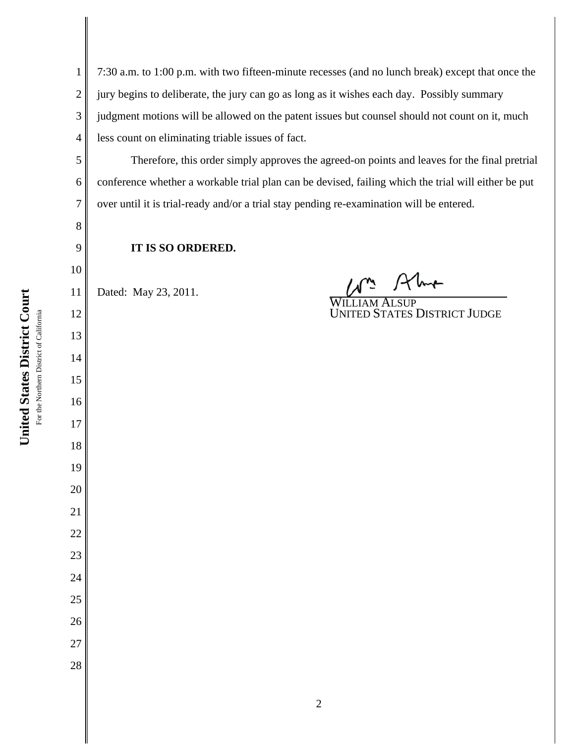7:30 a.m. to 1:00 p.m. with two fifteen-minute recesses (and no lunch break) except that once the jury begins to deliberate, the jury can go as long as it wishes each day. Possibly summary judgment motions will be allowed on the patent issues but counsel should not count on it, much less count on eliminating triable issues of fact.

Therefore, this order simply approves the agreed-on points and leaves for the final pretrial conference whether a workable trial plan can be devised, failing which the trial will either be put over until it is trial-ready and/or a trial stay pending re-examination will be entered.

**IT IS SO ORDERED.**

Dated: May 23, 2011.

WILLIAM ALSUP
UNITED STATES DISTRICT JUDGE